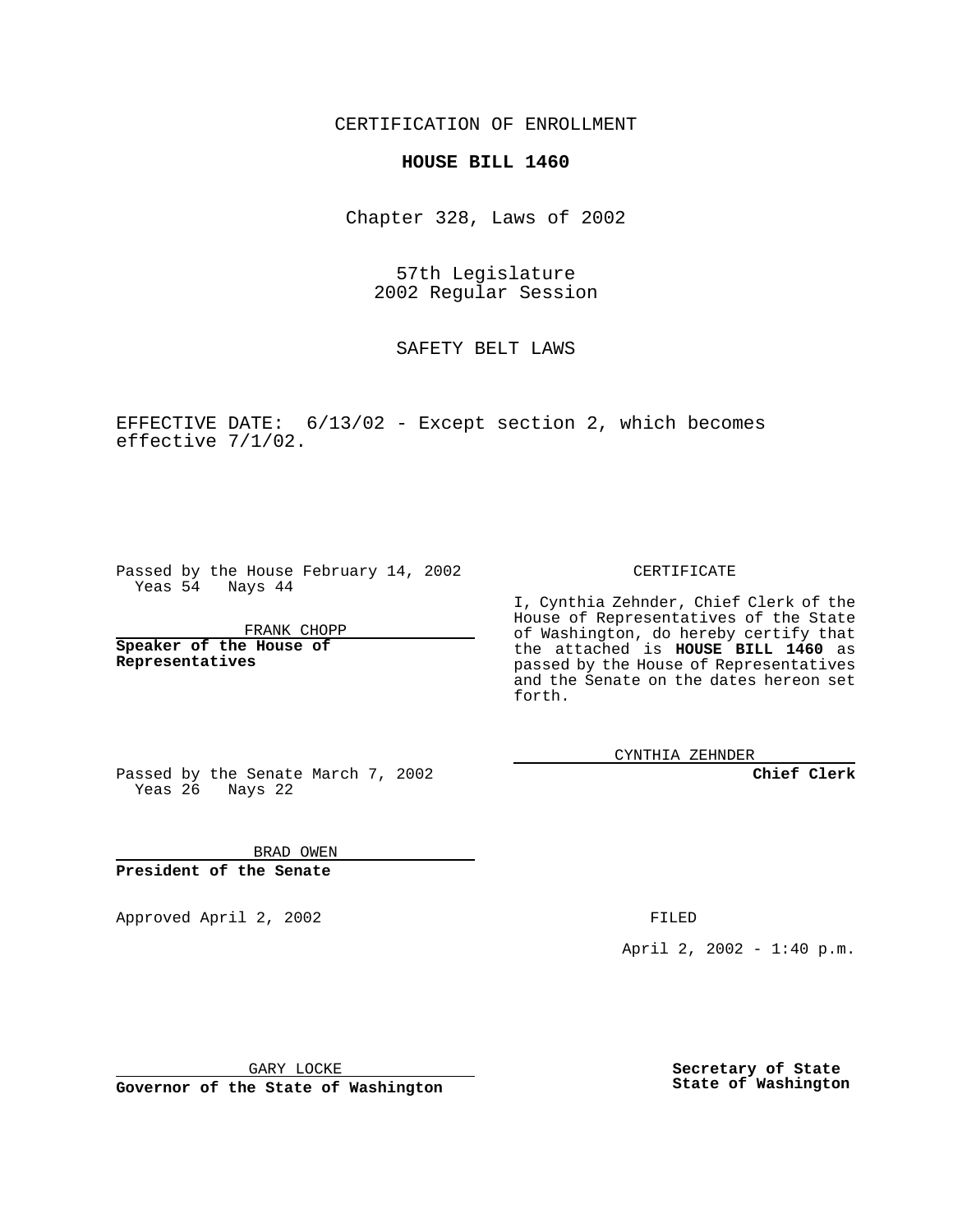CERTIFICATION OF ENROLLMENT

**HOUSE BILL 1460**

Chapter 328, Laws of 2002

57th Legislature
2002 Regular Session

SAFETY BELT LAWS

EFFECTIVE DATE: 6/13/02 - Except section 2, which becomes effective 7/1/02.

Passed by the House February 14, 2002
Yeas 54 Nays 44

FRANK CHOPP

**Speaker of the House of Representatives**

Passed by the Senate March 7, 2002
Yeas 26 Nays 22

BRAD OWEN

**President of the Senate**

CERTIFICATE

I, Cynthia Zehnder, Chief Clerk of the House of Representatives of the State of Washington, do hereby certify that the attached is **HOUSE BILL 1460** as passed by the House of Representatives and the Senate on the dates hereon set forth.

CYNTHIA ZEHNDER

**Chief Clerk**

Approved April 2, 2002

FILED

April 2, 2002 - 1:40 p.m.

GARY LOCKE

**Governor of the State of Washington**

**Secretary of State**
**State of Washington**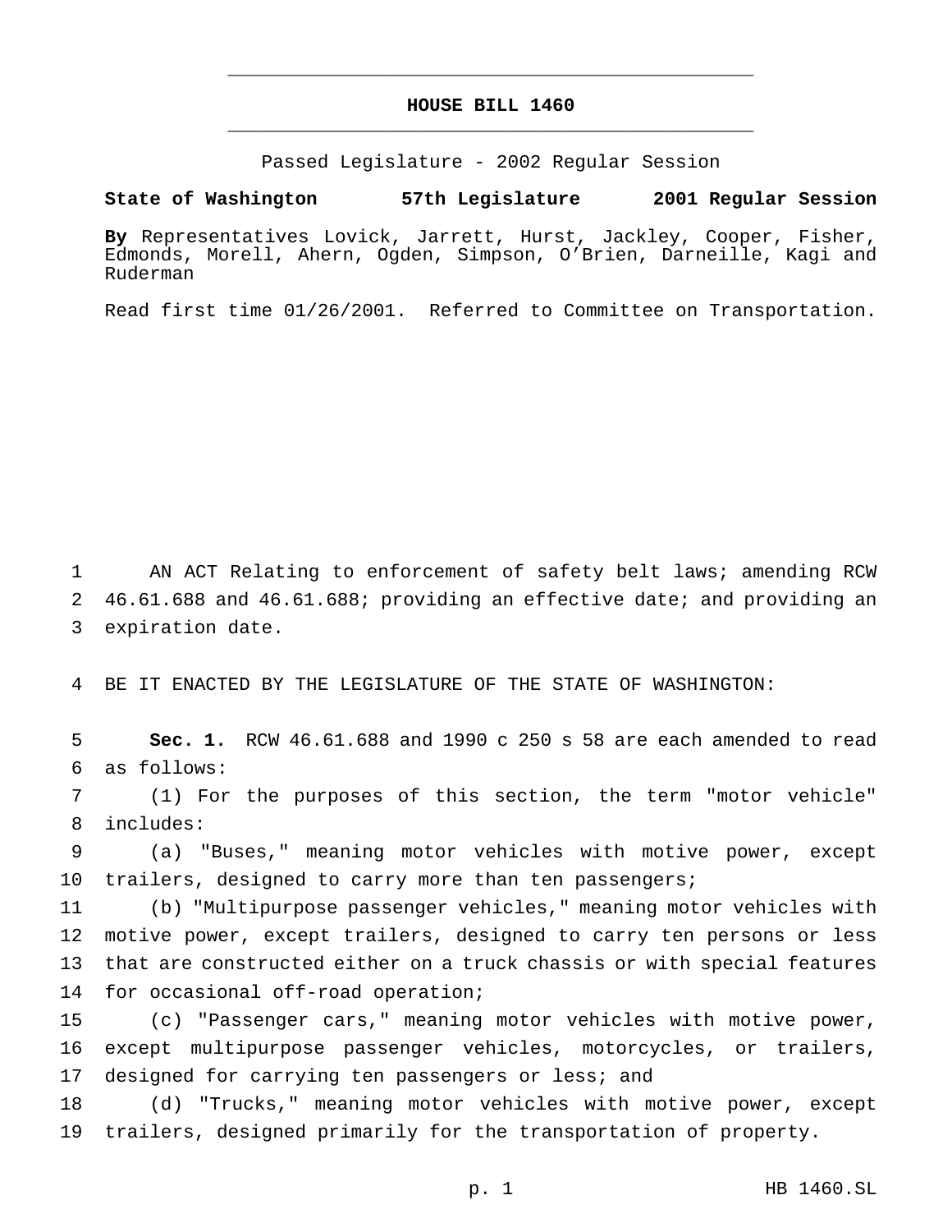# HOUSE BILL 1460

Passed Legislature - 2002 Regular Session

**State of Washington 57th Legislature 2001 Regular Session**

**By** Representatives Lovick, Jarrett, Hurst, Jackley, Cooper, Fisher, Edmonds, Morell, Ahern, Ogden, Simpson, O'Brien, Darneille, Kagi and Ruderman

Read first time 01/26/2001. Referred to Committee on Transportation.

AN ACT Relating to enforcement of safety belt laws; amending RCW 46.61.688 and 46.61.688; providing an effective date; and providing an expiration date.

BE IT ENACTED BY THE LEGISLATURE OF THE STATE OF WASHINGTON:

**Sec. 1.** RCW 46.61.688 and 1990 c 250 s 58 are each amended to read as follows:

(1) For the purposes of this section, the term "motor vehicle" includes:

(a) "Buses," meaning motor vehicles with motive power, except trailers, designed to carry more than ten passengers;

(b) "Multipurpose passenger vehicles," meaning motor vehicles with motive power, except trailers, designed to carry ten persons or less that are constructed either on a truck chassis or with special features for occasional off-road operation;

(c) "Passenger cars," meaning motor vehicles with motive power, except multipurpose passenger vehicles, motorcycles, or trailers, designed for carrying ten passengers or less; and

(d) "Trucks," meaning motor vehicles with motive power, except trailers, designed primarily for the transportation of property.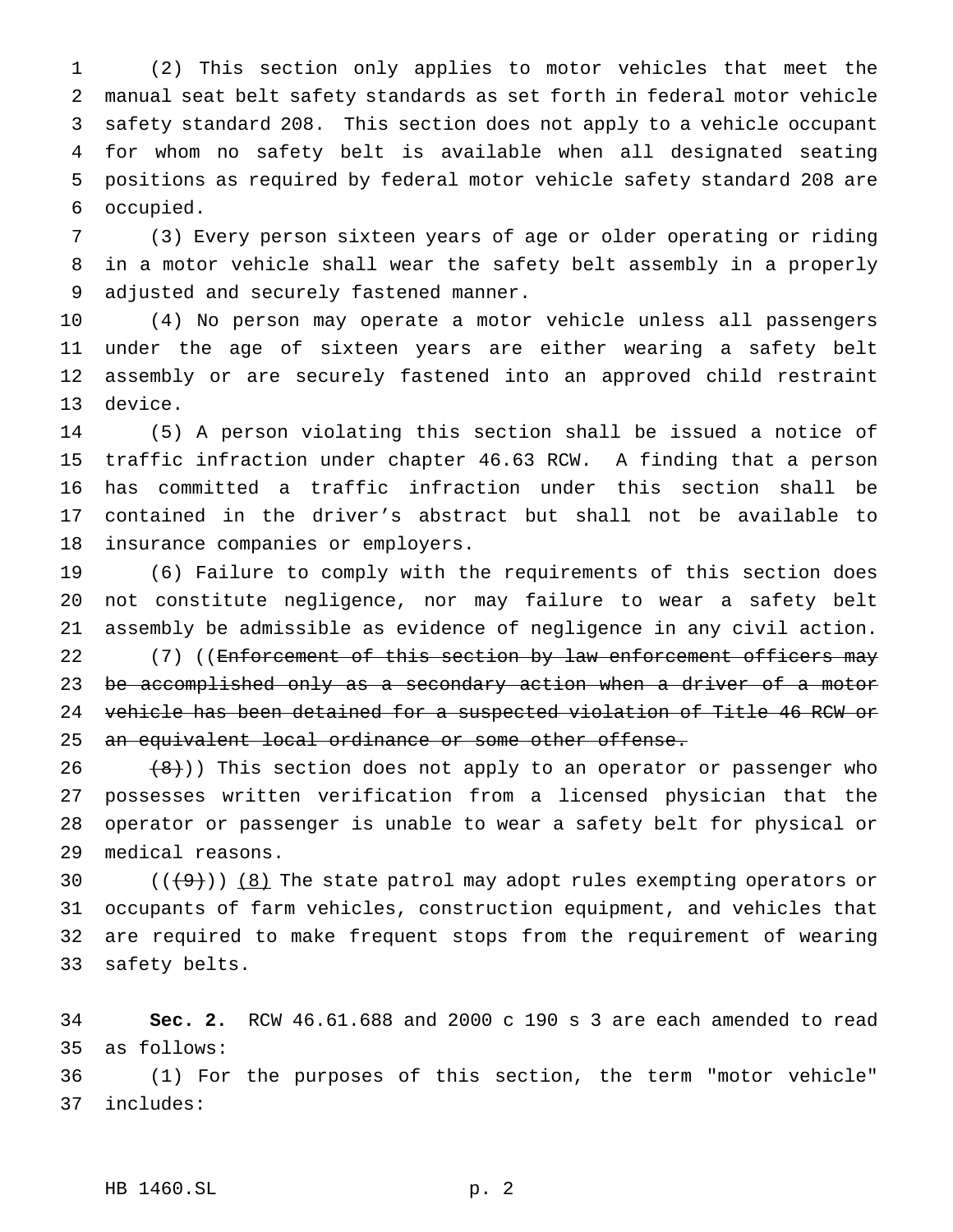(2) This section only applies to motor vehicles that meet the manual seat belt safety standards as set forth in federal motor vehicle safety standard 208. This section does not apply to a vehicle occupant for whom no safety belt is available when all designated seating positions as required by federal motor vehicle safety standard 208 are occupied.

(3) Every person sixteen years of age or older operating or riding in a motor vehicle shall wear the safety belt assembly in a properly adjusted and securely fastened manner.

(4) No person may operate a motor vehicle unless all passengers under the age of sixteen years are either wearing a safety belt assembly or are securely fastened into an approved child restraint device.

(5) A person violating this section shall be issued a notice of traffic infraction under chapter 46.63 RCW. A finding that a person has committed a traffic infraction under this section shall be contained in the driver's abstract but shall not be available to insurance companies or employers.

(6) Failure to comply with the requirements of this section does not constitute negligence, nor may failure to wear a safety belt assembly be admissible as evidence of negligence in any civil action.

(7) ((~~Enforcement of this section by law enforcement officers may be accomplished only as a secondary action when a driver of a motor vehicle has been detained for a suspected violation of Title 46 RCW or an equivalent local ordinance or some other offense.~~

~~(8)~~)) This section does not apply to an operator or passenger who possesses written verification from a licensed physician that the operator or passenger is unable to wear a safety belt for physical or medical reasons.

((~~(9)~~)) <u>(8)</u> The state patrol may adopt rules exempting operators or occupants of farm vehicles, construction equipment, and vehicles that are required to make frequent stops from the requirement of wearing safety belts.

**Sec. 2.** RCW 46.61.688 and 2000 c 190 s 3 are each amended to read as follows:

(1) For the purposes of this section, the term "motor vehicle" includes: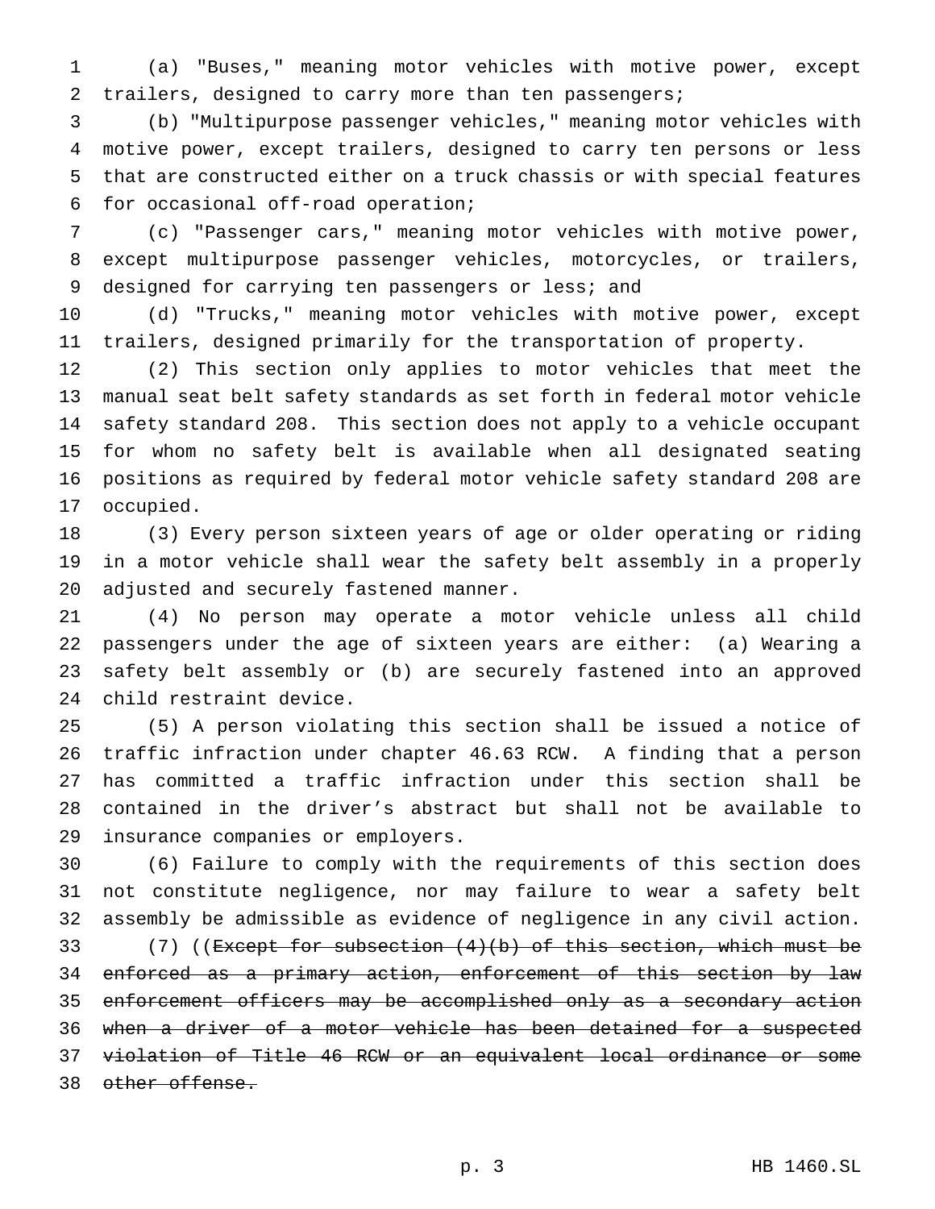(a) "Buses," meaning motor vehicles with motive power, except trailers, designed to carry more than ten passengers;

(b) "Multipurpose passenger vehicles," meaning motor vehicles with motive power, except trailers, designed to carry ten persons or less that are constructed either on a truck chassis or with special features for occasional off-road operation;

(c) "Passenger cars," meaning motor vehicles with motive power, except multipurpose passenger vehicles, motorcycles, or trailers, designed for carrying ten passengers or less; and

(d) "Trucks," meaning motor vehicles with motive power, except trailers, designed primarily for the transportation of property.

(2) This section only applies to motor vehicles that meet the manual seat belt safety standards as set forth in federal motor vehicle safety standard 208. This section does not apply to a vehicle occupant for whom no safety belt is available when all designated seating positions as required by federal motor vehicle safety standard 208 are occupied.

(3) Every person sixteen years of age or older operating or riding in a motor vehicle shall wear the safety belt assembly in a properly adjusted and securely fastened manner.

(4) No person may operate a motor vehicle unless all child passengers under the age of sixteen years are either: (a) Wearing a safety belt assembly or (b) are securely fastened into an approved child restraint device.

(5) A person violating this section shall be issued a notice of traffic infraction under chapter 46.63 RCW. A finding that a person has committed a traffic infraction under this section shall be contained in the driver's abstract but shall not be available to insurance companies or employers.

(6) Failure to comply with the requirements of this section does not constitute negligence, nor may failure to wear a safety belt assembly be admissible as evidence of negligence in any civil action.

(7) ((~~Except for subsection (4)(b) of this section, which must be enforced as a primary action, enforcement of this section by law enforcement officers may be accomplished only as a secondary action when a driver of a motor vehicle has been detained for a suspected violation of Title 46 RCW or an equivalent local ordinance or some other offense.~~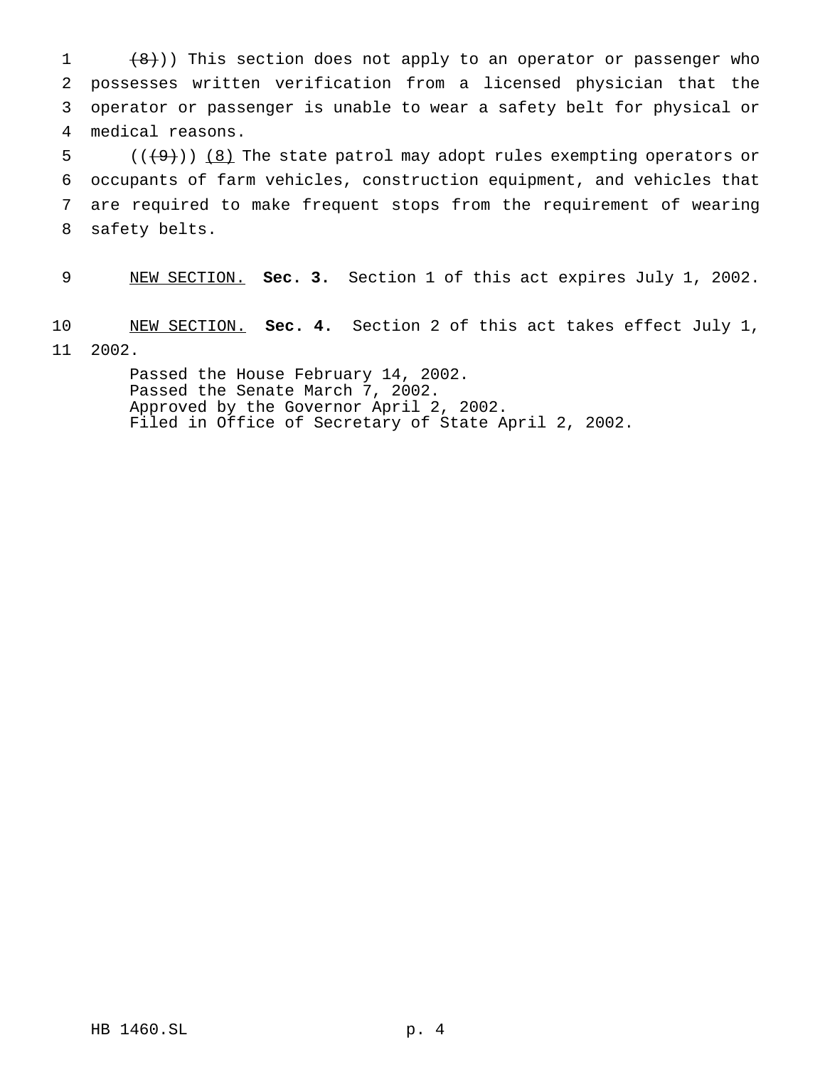~~(8)~~)) This section does not apply to an operator or passenger who possesses written verification from a licensed physician that the operator or passenger is unable to wear a safety belt for physical or medical reasons.

((~~(9)~~)) <u>(8)</u> The state patrol may adopt rules exempting operators or occupants of farm vehicles, construction equipment, and vehicles that are required to make frequent stops from the requirement of wearing safety belts.

<u>NEW SECTION.</u> **Sec. 3.** Section 1 of this act expires July 1, 2002.

<u>NEW SECTION.</u> **Sec. 4.** Section 2 of this act takes effect July 1, 2002.

Passed the House February 14, 2002.
Passed the Senate March 7, 2002.
Approved by the Governor April 2, 2002.
Filed in Office of Secretary of State April 2, 2002.